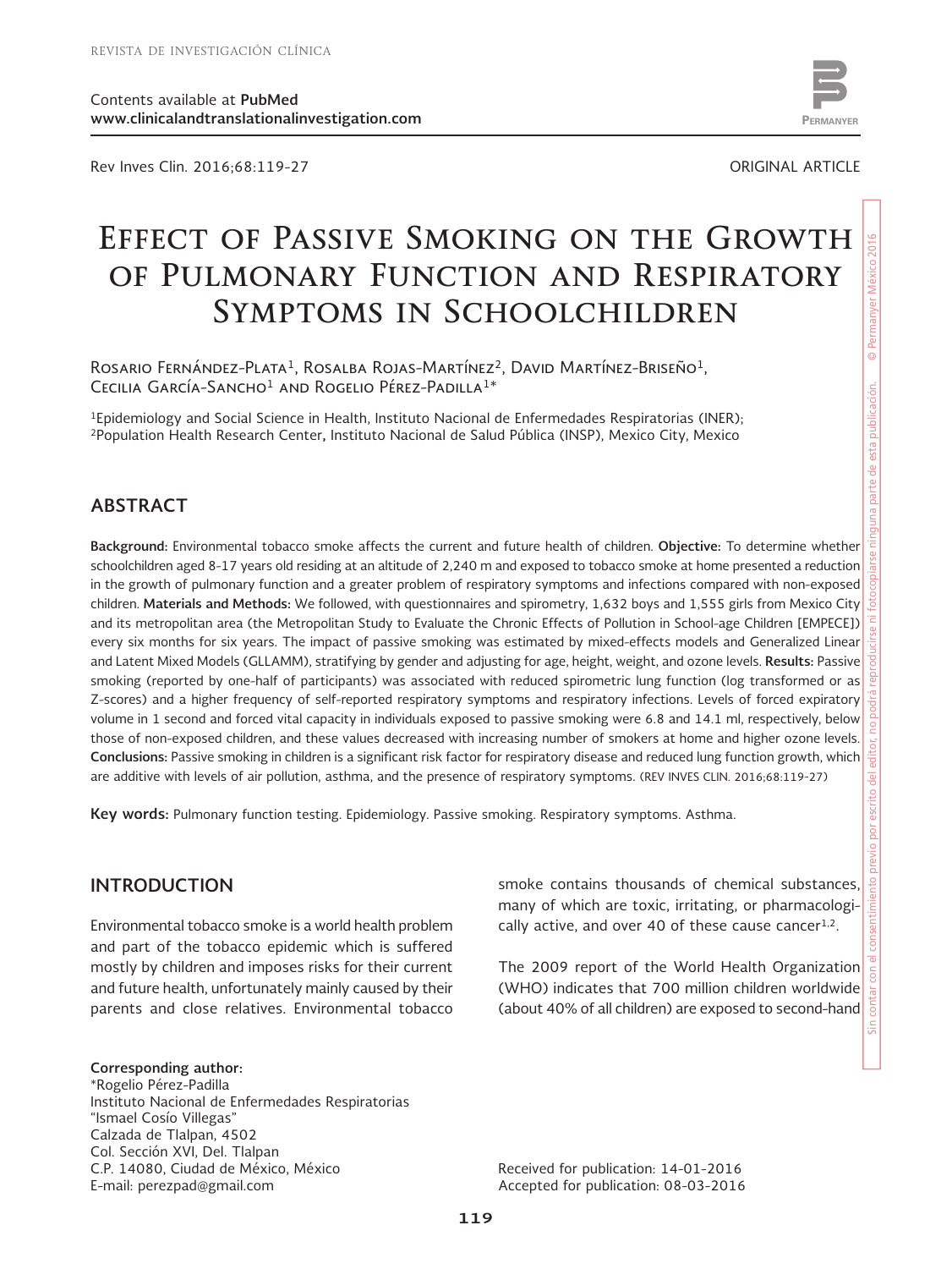Contents available at PubMed
www.clinicalandtranslationalinvestigation.com

ORIGINAL ARTICLE

# Effect of Passive Smoking on the Growth of Pulmonary Function and Respiratory Symptoms in Schoolchildren

Rosario Fernández-Plata[1], Rosalba Rojas-Martínez[2], David Martínez-Briseño[1], Cecilia García-Sancho[1] and Rogelio Pérez-Padilla[1]*

[1]Epidemiology and Social Science in Health, Instituto Nacional de Enfermedades Respiratorias (INER); [2]Population Health Research Center, Instituto Nacional de Salud Pública (INSP), Mexico City, Mexico

## ABSTRACT

**Background:** Environmental tobacco smoke affects the current and future health of children. **Objective:** To determine whether schoolchildren aged 8-17 years old residing at an altitude of 2,240 m and exposed to tobacco smoke at home presented a reduction in the growth of pulmonary function and a greater problem of respiratory symptoms and infections compared with non-exposed children. **Materials and Methods:** We followed, with questionnaires and spirometry, 1,632 boys and 1,555 girls from Mexico City and its metropolitan area (the Metropolitan Study to Evaluate the Chronic Effects of Pollution in School-age Children [EMPECE]) every six months for six years. The impact of passive smoking was estimated by mixed-effects models and Generalized Linear and Latent Mixed Models (GLLAMM), stratifying by gender and adjusting for age, height, weight, and ozone levels. **Results:** Passive smoking (reported by one-half of participants) was associated with reduced spirometric lung function (log transformed or as Z-scores) and a higher frequency of self-reported respiratory symptoms and respiratory infections. Levels of forced expiratory volume in 1 second and forced vital capacity in individuals exposed to passive smoking were 6.8 and 14.1 ml, respectively, below those of non-exposed children, and these values decreased with increasing number of smokers at home and higher ozone levels. **Conclusions:** Passive smoking in children is a significant risk factor for respiratory disease and reduced lung function growth, which are additive with levels of air pollution, asthma, and the presence of respiratory symptoms. (REV INVES CLIN. 2016;68:119-27)

**Key words:** Pulmonary function testing. Epidemiology. Passive smoking. Respiratory symptoms. Asthma.

## INTRODUCTION

Environmental tobacco smoke is a world health problem and part of the tobacco epidemic which is suffered mostly by children and imposes risks for their current and future health, unfortunately mainly caused by their parents and close relatives. Environmental tobacco smoke contains thousands of chemical substances, many of which are toxic, irritating, or pharmacologically active, and over 40 of these cause cancer[1,2].

The 2009 report of the World Health Organization (WHO) indicates that 700 million children worldwide (about 40% of all children) are exposed to second-hand

**Corresponding author:**
*Rogelio Pérez-Padilla
Instituto Nacional de Enfermedades Respiratorias
"Ismael Cosío Villegas"
Calzada de Tlalpan, 4502
Col. Sección XVI, Del. Tlalpan
C.P. 14080, Ciudad de México, México
E-mail: perezpad@gmail.com

Received for publication: 14-01-2016
Accepted for publication: 08-03-2016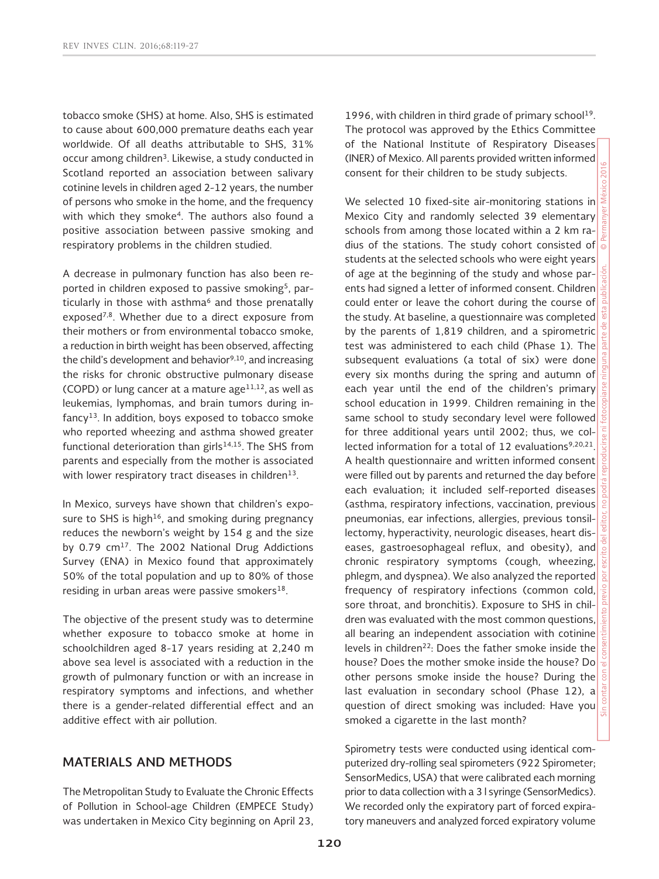tobacco smoke (SHS) at home. Also, SHS is estimated to cause about 600,000 premature deaths each year worldwide. Of all deaths attributable to SHS, 31% occur among children[3]. Likewise, a study conducted in Scotland reported an association between salivary cotinine levels in children aged 2-12 years, the number of persons who smoke in the home, and the frequency with which they smoke[4]. The authors also found a positive association between passive smoking and respiratory problems in the children studied.

A decrease in pulmonary function has also been reported in children exposed to passive smoking[5], particularly in those with asthma[6] and those prenatally exposed[7,8]. Whether due to a direct exposure from their mothers or from environmental tobacco smoke, a reduction in birth weight has been observed, affecting the child's development and behavior[9,10], and increasing the risks for chronic obstructive pulmonary disease (COPD) or lung cancer at a mature age[11,12], as well as leukemias, lymphomas, and brain tumors during infancy[13]. In addition, boys exposed to tobacco smoke who reported wheezing and asthma showed greater functional deterioration than girls[14,15]. The SHS from parents and especially from the mother is associated with lower respiratory tract diseases in children[13].

In Mexico, surveys have shown that children's exposure to SHS is high[16], and smoking during pregnancy reduces the newborn's weight by 154 g and the size by 0.79 cm[17]. The 2002 National Drug Addictions Survey (ENA) in Mexico found that approximately 50% of the total population and up to 80% of those residing in urban areas were passive smokers[18].

The objective of the present study was to determine whether exposure to tobacco smoke at home in schoolchildren aged 8-17 years residing at 2,240 m above sea level is associated with a reduction in the growth of pulmonary function or with an increase in respiratory symptoms and infections, and whether there is a gender-related differential effect and an additive effect with air pollution.

## MATERIALS AND METHODS

The Metropolitan Study to Evaluate the Chronic Effects of Pollution in School-age Children (EMPECE Study) was undertaken in Mexico City beginning on April 23, 1996, with children in third grade of primary school[19]. The protocol was approved by the Ethics Committee of the National Institute of Respiratory Diseases (INER) of Mexico. All parents provided written informed consent for their children to be study subjects.

We selected 10 fixed-site air-monitoring stations in Mexico City and randomly selected 39 elementary schools from among those located within a 2 km radius of the stations. The study cohort consisted of students at the selected schools who were eight years of age at the beginning of the study and whose parents had signed a letter of informed consent. Children could enter or leave the cohort during the course of the study. At baseline, a questionnaire was completed by the parents of 1,819 children, and a spirometric test was administered to each child (Phase 1). The subsequent evaluations (a total of six) were done every six months during the spring and autumn of each year until the end of the children's primary school education in 1999. Children remaining in the same school to study secondary level were followed for three additional years until 2002; thus, we collected information for a total of 12 evaluations[9,20,21]. A health questionnaire and written informed consent were filled out by parents and returned the day before each evaluation; it included self-reported diseases (asthma, respiratory infections, vaccination, previous pneumonias, ear infections, allergies, previous tonsillectomy, hyperactivity, neurologic diseases, heart diseases, gastroesophageal reflux, and obesity), and chronic respiratory symptoms (cough, wheezing, phlegm, and dyspnea). We also analyzed the reported frequency of respiratory infections (common cold, sore throat, and bronchitis). Exposure to SHS in children was evaluated with the most common questions, all bearing an independent association with cotinine levels in children[22]: Does the father smoke inside the house? Does the mother smoke inside the house? Do other persons smoke inside the house? During the last evaluation in secondary school (Phase 12), a question of direct smoking was included: Have you smoked a cigarette in the last month?

Spirometry tests were conducted using identical computerized dry-rolling seal spirometers (922 Spirometer; SensorMedics, USA) that were calibrated each morning prior to data collection with a 3 l syringe (SensorMedics). We recorded only the expiratory part of forced expiratory maneuvers and analyzed forced expiratory volume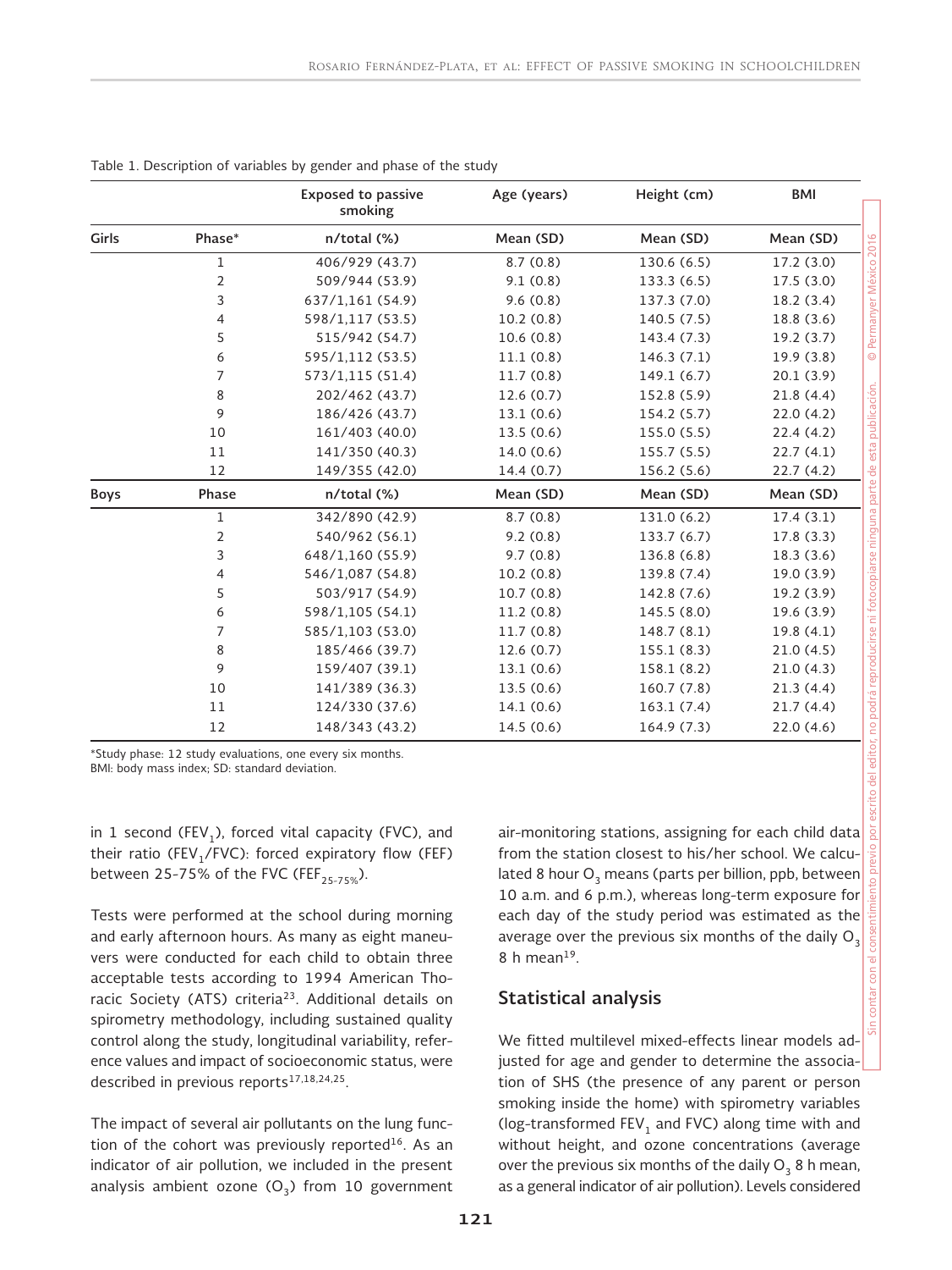Table 1. Description of variables by gender and phase of the study

| | | Exposed to passive smoking | Age (years) | Height (cm) | BMI |
|---|---|---|---|---|---|
| **Girls** | **Phase*** | **n/total (%)** | **Mean (SD)** | **Mean (SD)** | **Mean (SD)** |
| | 1 | 406/929 (43.7) | 8.7 (0.8) | 130.6 (6.5) | 17.2 (3.0) |
| | 2 | 509/944 (53.9) | 9.1 (0.8) | 133.3 (6.5) | 17.5 (3.0) |
| | 3 | 637/1,161 (54.9) | 9.6 (0.8) | 137.3 (7.0) | 18.2 (3.4) |
| | 4 | 598/1,117 (53.5) | 10.2 (0.8) | 140.5 (7.5) | 18.8 (3.6) |
| | 5 | 515/942 (54.7) | 10.6 (0.8) | 143.4 (7.3) | 19.2 (3.7) |
| | 6 | 595/1,112 (53.5) | 11.1 (0.8) | 146.3 (7.1) | 19.9 (3.8) |
| | 7 | 573/1,115 (51.4) | 11.7 (0.8) | 149.1 (6.7) | 20.1 (3.9) |
| | 8 | 202/462 (43.7) | 12.6 (0.7) | 152.8 (5.9) | 21.8 (4.4) |
| | 9 | 186/426 (43.7) | 13.1 (0.6) | 154.2 (5.7) | 22.0 (4.2) |
| | 10 | 161/403 (40.0) | 13.5 (0.6) | 155.0 (5.5) | 22.4 (4.2) |
| | 11 | 141/350 (40.3) | 14.0 (0.6) | 155.7 (5.5) | 22.7 (4.1) |
| | 12 | 149/355 (42.0) | 14.4 (0.7) | 156.2 (5.6) | 22.7 (4.2) |
| **Boys** | **Phase** | **n/total (%)** | **Mean (SD)** | **Mean (SD)** | **Mean (SD)** |
| | 1 | 342/890 (42.9) | 8.7 (0.8) | 131.0 (6.2) | 17.4 (3.1) |
| | 2 | 540/962 (56.1) | 9.2 (0.8) | 133.7 (6.7) | 17.8 (3.3) |
| | 3 | 648/1,160 (55.9) | 9.7 (0.8) | 136.8 (6.8) | 18.3 (3.6) |
| | 4 | 546/1,087 (54.8) | 10.2 (0.8) | 139.8 (7.4) | 19.0 (3.9) |
| | 5 | 503/917 (54.9) | 10.7 (0.8) | 142.8 (7.6) | 19.2 (3.9) |
| | 6 | 598/1,105 (54.1) | 11.2 (0.8) | 145.5 (8.0) | 19.6 (3.9) |
| | 7 | 585/1,103 (53.0) | 11.7 (0.8) | 148.7 (8.1) | 19.8 (4.1) |
| | 8 | 185/466 (39.7) | 12.6 (0.7) | 155.1 (8.3) | 21.0 (4.5) |
| | 9 | 159/407 (39.1) | 13.1 (0.6) | 158.1 (8.2) | 21.0 (4.3) |
| | 10 | 141/389 (36.3) | 13.5 (0.6) | 160.7 (7.8) | 21.3 (4.4) |
| | 11 | 124/330 (37.6) | 14.1 (0.6) | 163.1 (7.4) | 21.7 (4.4) |
| | 12 | 148/343 (43.2) | 14.5 (0.6) | 164.9 (7.3) | 22.0 (4.6) |

*Study phase: 12 study evaluations, one every six months.
BMI: body mass index; SD: standard deviation.

in 1 second ($FEV_1$), forced vital capacity (FVC), and their ratio ($FEV_1$/FVC): forced expiratory flow (FEF) between 25-75% of the FVC ($FEF_{25-75\%}$).

Tests were performed at the school during morning and early afternoon hours. As many as eight maneuvers were conducted for each child to obtain three acceptable tests according to 1994 American Thoracic Society (ATS) criteria[23]. Additional details on spirometry methodology, including sustained quality control along the study, longitudinal variability, reference values and impact of socioeconomic status, were described in previous reports[17,18,24,25].

The impact of several air pollutants on the lung function of the cohort was previously reported[16]. As an indicator of air pollution, we included in the present analysis ambient ozone ($O_3$) from 10 government air-monitoring stations, assigning for each child data from the station closest to his/her school. We calculated 8 hour $O_3$ means (parts per billion, ppb, between 10 a.m. and 6 p.m.), whereas long-term exposure for each day of the study period was estimated as the average over the previous six months of the daily $O_3$ 8 h mean[19].

## Statistical analysis

We fitted multilevel mixed-effects linear models adjusted for age and gender to determine the association of SHS (the presence of any parent or person smoking inside the home) with spirometry variables (log-transformed $FEV_1$ and FVC) along time with and without height, and ozone concentrations (average over the previous six months of the daily $O_3$ 8 h mean, as a general indicator of air pollution). Levels considered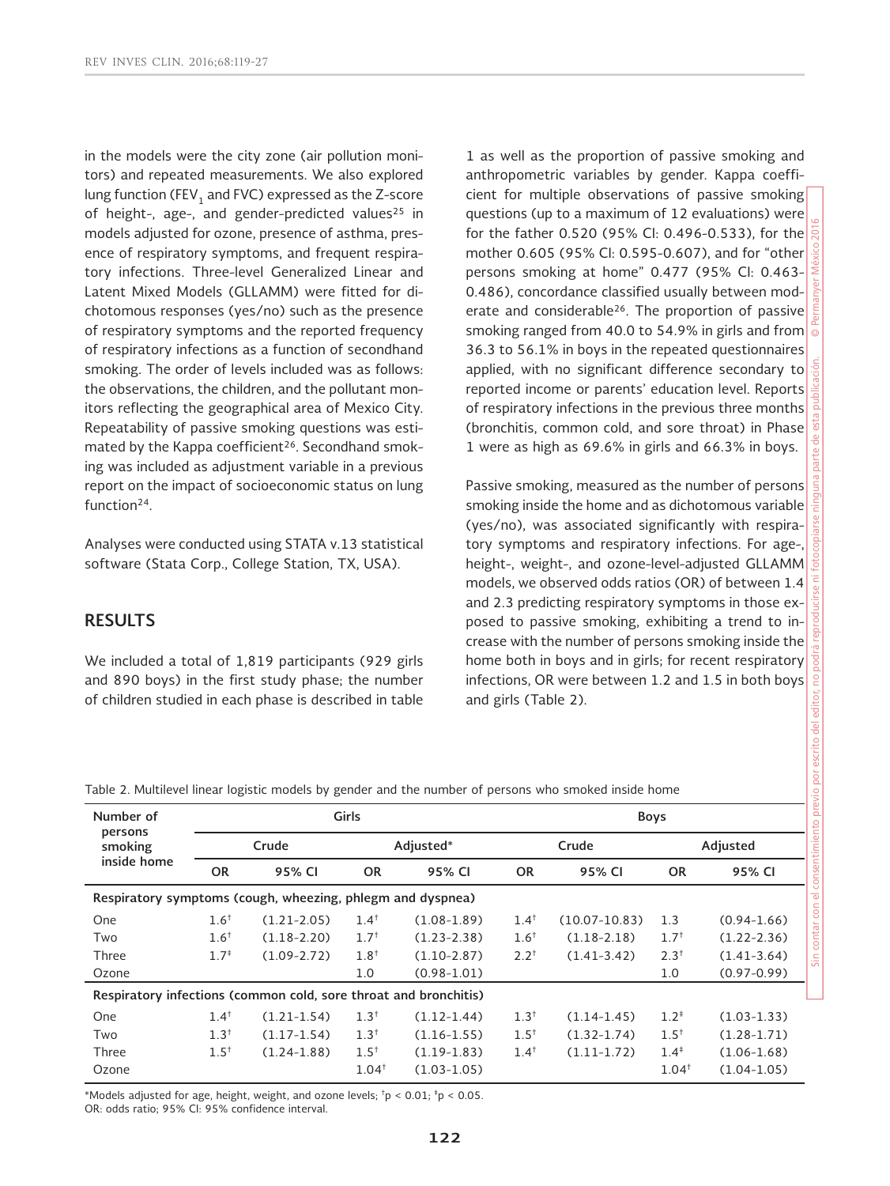in the models were the city zone (air pollution monitors) and repeated measurements. We also explored lung function ($FEV_1$ and FVC) expressed as the Z-score of height-, age-, and gender-predicted values[25] in models adjusted for ozone, presence of asthma, presence of respiratory symptoms, and frequent respiratory infections. Three-level Generalized Linear and Latent Mixed Models (GLLAMM) were fitted for dichotomous responses (yes/no) such as the presence of respiratory symptoms and the reported frequency of respiratory infections as a function of secondhand smoking. The order of levels included was as follows: the observations, the children, and the pollutant monitors reflecting the geographical area of Mexico City. Repeatability of passive smoking questions was estimated by the Kappa coefficient[26]. Secondhand smoking was included as adjustment variable in a previous report on the impact of socioeconomic status on lung function[24].

Analyses were conducted using STATA v.13 statistical software (Stata Corp., College Station, TX, USA).

## RESULTS

We included a total of 1,819 participants (929 girls and 890 boys) in the first study phase; the number of children studied in each phase is described in table 1 as well as the proportion of passive smoking and anthropometric variables by gender. Kappa coefficient for multiple observations of passive smoking questions (up to a maximum of 12 evaluations) were for the father 0.520 (95% CI: 0.496-0.533), for the mother 0.605 (95% CI: 0.595-0.607), and for "other persons smoking at home" 0.477 (95% CI: 0.463-0.486), concordance classified usually between moderate and considerable[26]. The proportion of passive smoking ranged from 40.0 to 54.9% in girls and from 36.3 to 56.1% in boys in the repeated questionnaires applied, with no significant difference secondary to reported income or parents' education level. Reports of respiratory infections in the previous three months (bronchitis, common cold, and sore throat) in Phase 1 were as high as 69.6% in girls and 66.3% in boys.

Passive smoking, measured as the number of persons smoking inside the home and as dichotomous variable (yes/no), was associated significantly with respiratory symptoms and respiratory infections. For age-, height-, weight-, and ozone-level-adjusted GLLAMM models, we observed odds ratios (OR) of between 1.4 and 2.3 predicting respiratory symptoms in those exposed to passive smoking, exhibiting a trend to increase with the number of persons smoking inside the home both in boys and in girls; for recent respiratory infections, OR were between 1.2 and 1.5 in both boys and girls (Table 2).

Table 2. Multilevel linear logistic models by gender and the number of persons who smoked inside home

| Number of persons smoking inside home | Girls | | | | Boys | | | |
|---|---|---|---|---|---|---|---|---|
| | Crude | | Adjusted* | | Crude | | Adjusted | |
| | OR | 95% CI | OR | 95% CI | OR | 95% CI | OR | 95% CI |
| **Respiratory symptoms (cough, wheezing, phlegm and dyspnea)** | | | | | | | | |
| One | 1.6† | (1.21-2.05) | 1.4† | (1.08-1.89) | 1.4† | (10.07-10.83) | 1.3 | (0.94-1.66) |
| Two | 1.6† | (1.18-2.20) | 1.7† | (1.23-2.38) | 1.6† | (1.18-2.18) | 1.7† | (1.22-2.36) |
| Three | 1.7‡ | (1.09-2.72) | 1.8† | (1.10-2.87) | 2.2† | (1.41-3.42) | 2.3† | (1.41-3.64) |
| Ozone | | | 1.0 | (0.98-1.01) | | | 1.0 | (0.97-0.99) |
| **Respiratory infections (common cold, sore throat and bronchitis)** | | | | | | | | |
| One | 1.4† | (1.21-1.54) | 1.3† | (1.12-1.44) | 1.3† | (1.14-1.45) | 1.2‡ | (1.03-1.33) |
| Two | 1.3† | (1.17-1.54) | 1.3† | (1.16-1.55) | 1.5† | (1.32-1.74) | 1.5† | (1.28-1.71) |
| Three | 1.5† | (1.24-1.88) | 1.5† | (1.19-1.83) | 1.4† | (1.11-1.72) | 1.4‡ | (1.06-1.68) |
| Ozone | | | 1.04† | (1.03-1.05) | | | 1.04† | (1.04-1.05) |

*Models adjusted for age, height, weight, and ozone levels; †$p < 0.01$; ‡$p < 0.05$.
OR: odds ratio; 95% CI: 95% confidence interval.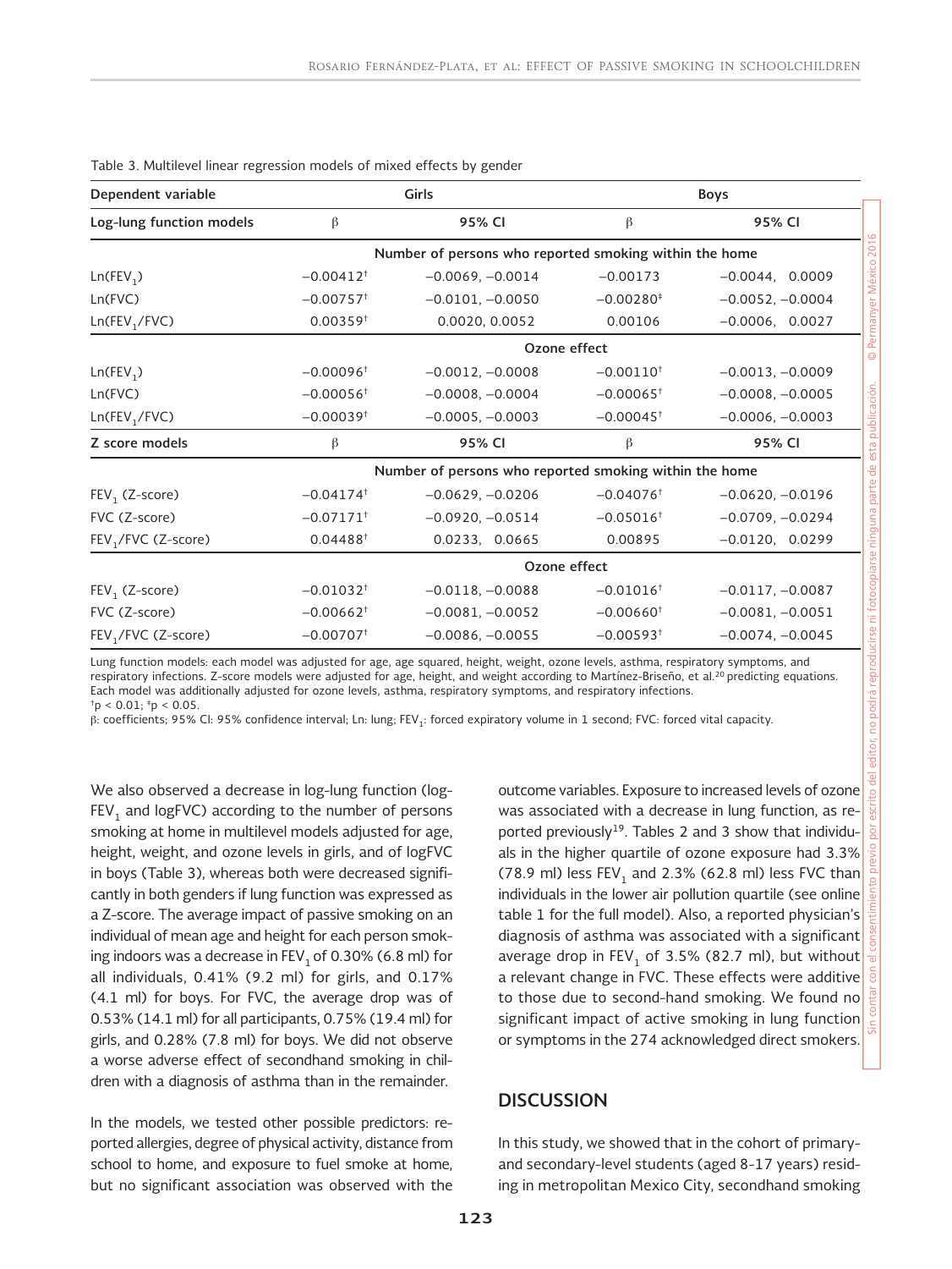Table 3. Multilevel linear regression models of mixed effects by gender

| Dependent variable | Girls | | Boys | |
|---|---|---|---|---|
| **Log-lung function models** | β | 95% CI | β | 95% CI |
| | Number of persons who reported smoking within the home | | | |
| Ln($FEV_1$) | −0.00412† | −0.0069, −0.0014 | −0.00173 | −0.0044, 0.0009 |
| Ln(FVC) | −0.00757† | −0.0101, −0.0050 | −0.00280‡ | −0.0052, −0.0004 |
| Ln($FEV_1$/FVC) | 0.00359† | 0.0020, 0.0052 | 0.00106 | −0.0006, 0.0027 |
| | Ozone effect | | | |
| Ln($FEV_1$) | −0.00096† | −0.0012, −0.0008 | −0.00110† | −0.0013, −0.0009 |
| Ln(FVC) | −0.00056† | −0.0008, −0.0004 | −0.00065† | −0.0008, −0.0005 |
| Ln($FEV_1$/FVC) | −0.00039† | −0.0005, −0.0003 | −0.00045† | −0.0006, −0.0003 |
| **Z score models** | β | 95% CI | β | 95% CI |
| | Number of persons who reported smoking within the home | | | |
| $FEV_1$ (Z-score) | −0.04174† | −0.0629, −0.0206 | −0.04076† | −0.0620, −0.0196 |
| FVC (Z-score) | −0.07171† | −0.0920, −0.0514 | −0.05016† | −0.0709, −0.0294 |
| $FEV_1$/FVC (Z-score) | 0.04488† | 0.0233, 0.0665 | 0.00895 | −0.0120, 0.0299 |
| | Ozone effect | | | |
| $FEV_1$ (Z-score) | −0.01032† | −0.0118, −0.0088 | −0.01016† | −0.0117, −0.0087 |
| FVC (Z-score) | −0.00662† | −0.0081, −0.0052 | −0.00660† | −0.0081, −0.0051 |
| $FEV_1$/FVC (Z-score) | −0.00707† | −0.0086, −0.0055 | −0.00593† | −0.0074, −0.0045 |

Lung function models: each model was adjusted for age, age squared, height, weight, ozone levels, asthma, respiratory symptoms, and respiratory infections. Z-score models were adjusted for age, height, and weight according to Martínez-Briseño, et al.[20] predicting equations. Each model was additionally adjusted for ozone levels, asthma, respiratory symptoms, and respiratory infections.
†$p < 0.01$; ‡$p < 0.05$.
β: coefficients; 95% CI: 95% confidence interval; Ln: lung; $FEV_1$: forced expiratory volume in 1 second; FVC: forced vital capacity.

We also observed a decrease in log-lung function (log-$FEV_1$ and logFVC) according to the number of persons smoking at home in multilevel models adjusted for age, height, weight, and ozone levels in girls, and of logFVC in boys (Table 3), whereas both were decreased significantly in both genders if lung function was expressed as a Z-score. The average impact of passive smoking on an individual of mean age and height for each person smoking indoors was a decrease in $FEV_1$ of 0.30% (6.8 ml) for all individuals, 0.41% (9.2 ml) for girls, and 0.17% (4.1 ml) for boys. For FVC, the average drop was of 0.53% (14.1 ml) for all participants, 0.75% (19.4 ml) for girls, and 0.28% (7.8 ml) for boys. We did not observe a worse adverse effect of secondhand smoking in children with a diagnosis of asthma than in the remainder.

In the models, we tested other possible predictors: reported allergies, degree of physical activity, distance from school to home, and exposure to fuel smoke at home, but no significant association was observed with the outcome variables. Exposure to increased levels of ozone was associated with a decrease in lung function, as reported previously[19]. Tables 2 and 3 show that individuals in the higher quartile of ozone exposure had 3.3% (78.9 ml) less $FEV_1$ and 2.3% (62.8 ml) less FVC than individuals in the lower air pollution quartile (see online table 1 for the full model). Also, a reported physician's diagnosis of asthma was associated with a significant average drop in $FEV_1$ of 3.5% (82.7 ml), but without a relevant change in FVC. These effects were additive to those due to second-hand smoking. We found no significant impact of active smoking in lung function or symptoms in the 274 acknowledged direct smokers.

## DISCUSSION

In this study, we showed that in the cohort of primary- and secondary-level students (aged 8-17 years) residing in metropolitan Mexico City, secondhand smoking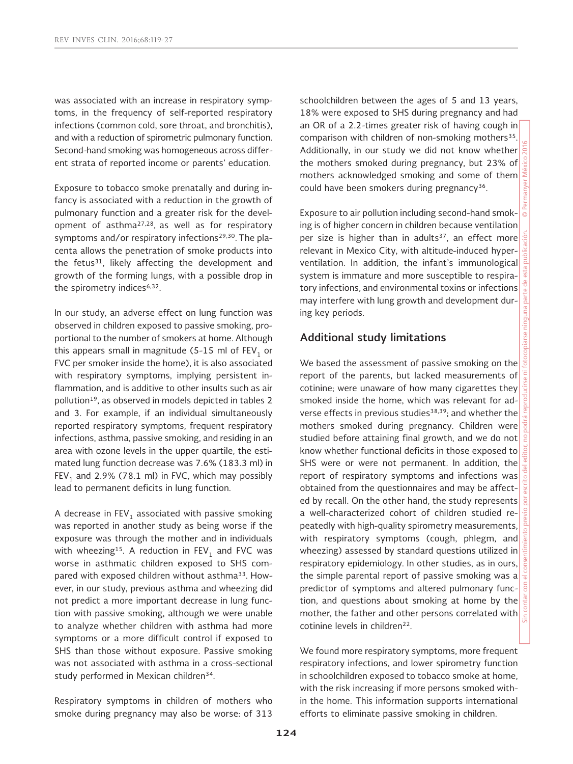was associated with an increase in respiratory symptoms, in the frequency of self-reported respiratory infections (common cold, sore throat, and bronchitis), and with a reduction of spirometric pulmonary function. Second-hand smoking was homogeneous across different strata of reported income or parents' education.

Exposure to tobacco smoke prenatally and during infancy is associated with a reduction in the growth of pulmonary function and a greater risk for the development of asthma[27,28], as well as for respiratory symptoms and/or respiratory infections[29,30]. The placenta allows the penetration of smoke products into the fetus[31], likely affecting the development and growth of the forming lungs, with a possible drop in the spirometry indices[6,32].

In our study, an adverse effect on lung function was observed in children exposed to passive smoking, proportional to the number of smokers at home. Although this appears small in magnitude (5-15 ml of $FEV_1$ or FVC per smoker inside the home), it is also associated with respiratory symptoms, implying persistent inflammation, and is additive to other insults such as air pollution[19], as observed in models depicted in tables 2 and 3. For example, if an individual simultaneously reported respiratory symptoms, frequent respiratory infections, asthma, passive smoking, and residing in an area with ozone levels in the upper quartile, the estimated lung function decrease was 7.6% (183.3 ml) in $FEV_1$ and 2.9% (78.1 ml) in FVC, which may possibly lead to permanent deficits in lung function.

A decrease in $FEV_1$ associated with passive smoking was reported in another study as being worse if the exposure was through the mother and in individuals with wheezing[15]. A reduction in $FEV_1$ and FVC was worse in asthmatic children exposed to SHS compared with exposed children without asthma[33]. However, in our study, previous asthma and wheezing did not predict a more important decrease in lung function with passive smoking, although we were unable to analyze whether children with asthma had more symptoms or a more difficult control if exposed to SHS than those without exposure. Passive smoking was not associated with asthma in a cross-sectional study performed in Mexican children[34].

Respiratory symptoms in children of mothers who smoke during pregnancy may also be worse: of 313 schoolchildren between the ages of 5 and 13 years, 18% were exposed to SHS during pregnancy and had an OR of a 2.2-times greater risk of having cough in comparison with children of non-smoking mothers[35]. Additionally, in our study we did not know whether the mothers smoked during pregnancy, but 23% of mothers acknowledged smoking and some of them could have been smokers during pregnancy[36].

Exposure to air pollution including second-hand smoking is of higher concern in children because ventilation per size is higher than in adults[37], an effect more relevant in Mexico City, with altitude-induced hyperventilation. In addition, the infant's immunological system is immature and more susceptible to respiratory infections, and environmental toxins or infections may interfere with lung growth and development during key periods.

## Additional study limitations

We based the assessment of passive smoking on the report of the parents, but lacked measurements of cotinine; were unaware of how many cigarettes they smoked inside the home, which was relevant for adverse effects in previous studies[38,39]; and whether the mothers smoked during pregnancy. Children were studied before attaining final growth, and we do not know whether functional deficits in those exposed to SHS were or were not permanent. In addition, the report of respiratory symptoms and infections was obtained from the questionnaires and may be affected by recall. On the other hand, the study represents a well-characterized cohort of children studied repeatedly with high-quality spirometry measurements, with respiratory symptoms (cough, phlegm, and wheezing) assessed by standard questions utilized in respiratory epidemiology. In other studies, as in ours, the simple parental report of passive smoking was a predictor of symptoms and altered pulmonary function, and questions about smoking at home by the mother, the father and other persons correlated with cotinine levels in children[22].

We found more respiratory symptoms, more frequent respiratory infections, and lower spirometry function in schoolchildren exposed to tobacco smoke at home, with the risk increasing if more persons smoked within the home. This information supports international efforts to eliminate passive smoking in children.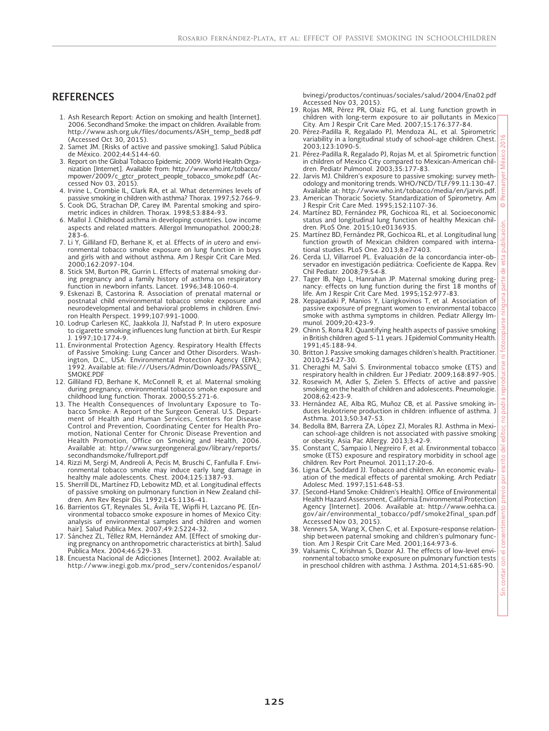## REFERENCES

1. Ash Research Report: Action on smoking and health [Internet]. 2006. Secondhand Smoke: the impact on children. Available from: http://www.ash.org.uk/files/documents/ASH_temp_bed8.pdf (Accessed Oct 30, 2015).
2. Samet JM. [Risks of active and passive smoking]. Salud Pública de México. 2002;44:S144-60.
3. Report on the Global Tobacco Epidemic. 2009. World Health Organization [Internet]. Available from: http://www.who.int/tobacco/mpower/2009/c_gtcr_protect_people_tobacco_smoke.pdf (Accessed Nov 03, 2015).
4. Irvine L, Crombie IL, Clark RA, et al. What determines levels of passive smoking in children with asthma? Thorax. 1997;52:766-9.
5. Cook DG, Strachan DP, Carey IM. Parental smoking and spirometric indices in children. Thorax. 1998;53:884-93.
6. Mallol J. Childhood asthma in developing countries. Low income aspects and related matters. Allergol Immunopathol. 2000;28:283-6.
7. Li Y, Gilliland FD, Berhane K, et al. Effects of *in utero* and environmental tobacco smoke exposure on lung function in boys and girls with and without asthma. Am J Respir Crit Care Med. 2000;162:2097-104.
8. Stick SM, Burton PR, Gurrin L. Effects of maternal smoking during pregnancy and a family history of asthma on respiratory function in newborn infants. Lancet. 1996;348:1060-4.
9. Eskenazi B, Castorina R. Association of prenatal maternal or postnatal child environmental tobacco smoke exposure and neurodevelopmental and behavioral problems in children. Environ Health Perspect. 1999;107:991-1000.
10. Lodrup Carlesen KC, Jaakkola JJ, Nafstad P. In utero exposure to cigarette smoking influences lung function at birth. Eur Respir J. 1997;10:1774-9.
11. Environmental Protection Agency. Respiratory Health Effects of Passive Smoking: Lung Cancer and Other Disorders. Washington, D.C., USA: Environmental Protection Agency (EPA); 1992. Available at: file:///Users/Admin/Downloads/PASSIVE_SMOKE.PDF
12. Gilliland FD, Berhane K, McConnell R, et al. Maternal smoking during pregnancy, environmental tobacco smoke exposure and childhood lung function. Thorax. 2000;55:271-6.
13. The Health Consequences of Involuntary Exposure to Tobacco Smoke: A Report of the Surgeon General. U.S. Department of Health and Human Services, Centers for Disease Control and Prevention, Coordinating Center for Health Promotion, National Center for Chronic Disease Prevention and Health Promotion, Office on Smoking and Health, 2006. Available at: http://www.surgeongeneral.gov/library/reports/secondhandsmoke/fullreport.pdf
14. Rizzi M, Sergi M, Andreoli A, Pecis M, Bruschi C, Fanfulla F. Environmental tobacco smoke may induce early lung damage in healthy male adolescents. Chest. 2004;125:1387-93.
15. Sherrill DL, Martínez FD, Lebowitz MD, et al. Longitudinal effects of passive smoking on pulmonary function in New Zealand children. Am Rev Respir Dis. 1992;145:1136-41.
16. Barrientos GT, Reynales SL, Ávila TE, Wipfli H, Lazcano PE. [Environmental tobacco smoke exposure in homes of Mexico City: analysis of environmental samples and children and women hair]. Salud Publica Mex. 2007;49:2:S224-32.
17. Sánchez ZL, Téllez RM, Hernández AM. [Effect of smoking during pregnancy on anthropometric characteristics at birth]. Salud Publica Mex. 2004;46:529-33.
18. Encuesta Nacional de Adicciones [Internet]. 2002. Available at: http://www.inegi.gob.mx/prod_serv/contenidos/espanol/bvinegi/productos/continuas/sociales/salud/2004/Ena02.pdf Accessed Nov 03, 2015).
19. Rojas MR, Pérez PR, Olaiz FG, et al. Lung function growth in children with long-term exposure to air pollutants in Mexico City. Am J Respir Crit Care Med. 2007;15:176:377-84.
20. Pérez-Padilla R, Regalado PJ, Mendoza AL, et al. Spirometric variability in a longitudinal study of school-age children. Chest. 2003;123:1090-5.
21. Pérez-Padilla R, Regalado PJ, Rojas M, et al. Spirometric function in children of Mexico City compared to Mexican-American children. Pediatr Pulmonol. 2003;35:177-83.
22. Jarvis MJ. Children's exposure to passive smoking: survey methodology and monitoring trends. WHO/NCD/TLF/99.11:130-47. Available at: http://www.who.int/tobacco/media/en/jarvis.pdf.
23. American Thoracic Society. Standardization of Spirometry. Am J Respir Crit Care Med. 1995;152:1107-36.
24. Martínez BD, Fernández PR, Gochicoa RL, et al. Socioeconomic status and longitudinal lung function of healthy Mexican children. PLoS One. 2015;10:e0136935.
25. Martínez BD, Fernández PR, Gochicoa RL, et al. Longitudinal lung function growth of Mexican children compared with international studies. PLoS One. 2013;8:e77403.
26. Cerda LJ, Villarroel PL. Evaluación de la concordancia inter-observador en investigación pediátrica: Coeficiente de Kappa. Rev Chil Pediatr. 2008;79:54-8.
27. Tager IB, Ngo L, Hanrahan JP. Maternal smoking during pregnancy: effects on lung function during the first 18 months of life. Am J Respir Crit Care Med. 1995;152:977-83.
28. Xepapadaki P, Manios Y, Liarigkovinos T, et al. Association of passive exposure of pregnant women to environmental tobacco smoke with asthma symptoms in children. Pediatr Allergy Immunol. 2009;20:423-9.
29. Chinn S, Rona RJ. Quantifying health aspects of passive smoking in British children aged 5-11 years. J Epidemiol Community Health. 1991;45:188-94.
30. Britton J. Passive smoking damages children's health. Practitioner. 2010;254:27-30.
31. Cheraghi M, Salvi S. Environmental tobacco smoke (ETS) and respiratory health in children. Eur J Pediatr. 2009;168:897-905.
32. Rosewich M, Adler S, Zielen S. Effects of active and passive smoking on the health of children and adolescents. Pneumologie. 2008;62:423-9.
33. Hernández AE, Alba RG, Muñoz CB, et al. Passive smoking induces leukotriene production in children: influence of asthma. J Asthma. 2013;50:347-53.
34. Bedolla BM, Barrera ZA, López ZJ, Morales RJ. Asthma in Mexican school-age children is not associated with passive smoking or obesity. Asia Pac Allergy. 2013;3:42-9.
35. Constant C, Sampaio I, Negreiro F, et al. Environmental tobacco smoke (ETS) exposure and respiratory morbidity in school age children. Rev Port Pneumol. 2011;17:20-6.
36. Ligna CA, Soddard JJ. Tobacco and children. An economic evaluation of the medical effects of parental smoking. Arch Pediatr Adolesc Med. 1997;151:648-53.
37. [Second-Hand Smoke: Children's Health]. Office of Environmental Health Hazard Assessment, California Environmental Protection Agency [Internet]. 2006. Available at: http://www.oehha.ca.gov/air/environmental_tobacco/pdf/smoke2final_span.pdf Accessed Nov 03, 2015).
38. Venners SA, Wang X, Chen C, et al. Exposure-response relationship between paternal smoking and children's pulmonary function. Am J Respir Crit Care Med. 2001;164:973-6.
39. Valsamis C, Krishnan S, Dozor AJ. The effects of low-level environmental tobacco smoke exposure on pulmonary function tests in preschool children with asthma. J Asthma. 2014;51:685-90.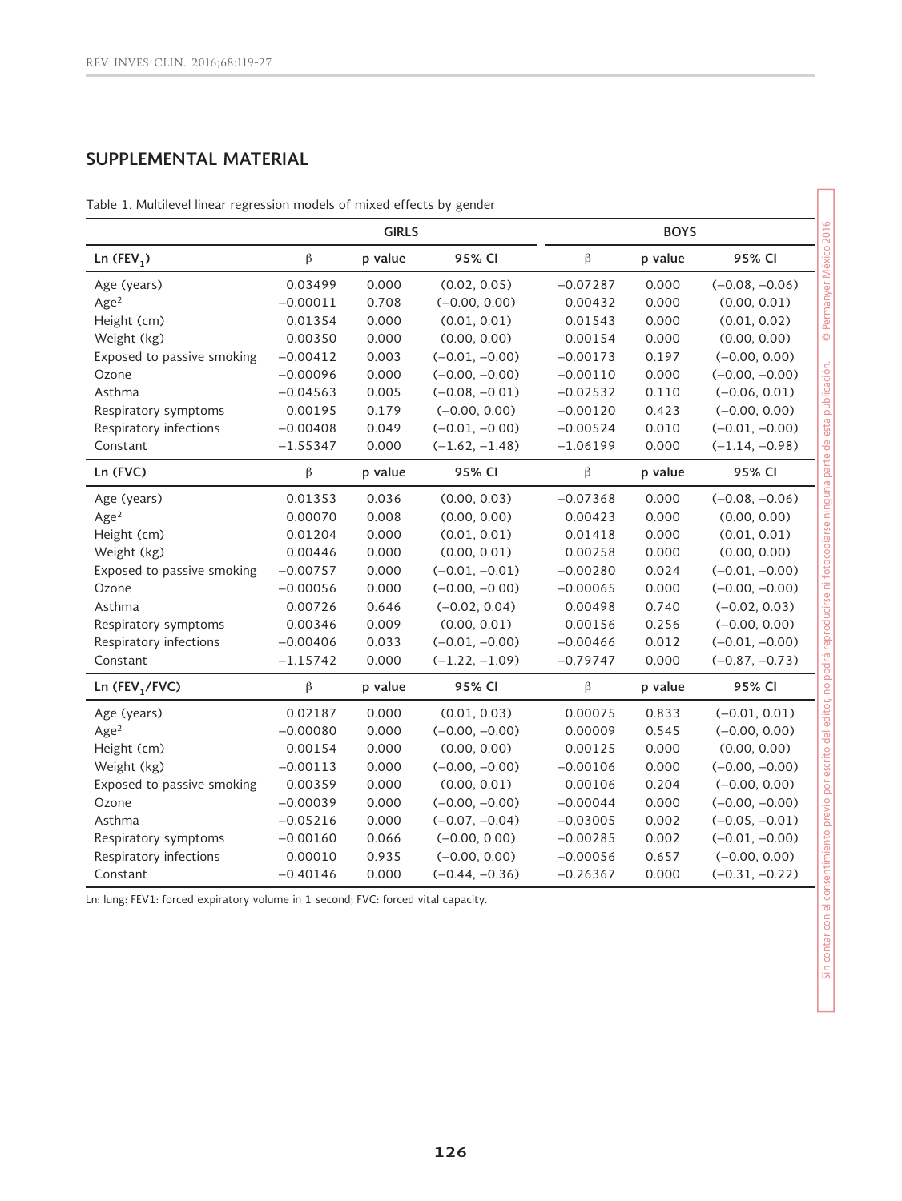## SUPPLEMENTAL MATERIAL

Table 1. Multilevel linear regression models of mixed effects by gender

| | GIRLS | | | BOYS | | |
|---|---|---|---|---|---|---|
| Ln ($FEV_1$) | β | p value | 95% CI | β | p value | 95% CI |
| Age (years) | 0.03499 | 0.000 | (0.02, 0.05) | −0.07287 | 0.000 | (−0.08, −0.06) |
| $Age^2$ | −0.00011 | 0.708 | (−0.00, 0.00) | 0.00432 | 0.000 | (0.00, 0.01) |
| Height (cm) | 0.01354 | 0.000 | (0.01, 0.01) | 0.01543 | 0.000 | (0.01, 0.02) |
| Weight (kg) | 0.00350 | 0.000 | (0.00, 0.00) | 0.00154 | 0.000 | (0.00, 0.00) |
| Exposed to passive smoking | −0.00412 | 0.003 | (−0.01, −0.00) | −0.00173 | 0.197 | (−0.00, 0.00) |
| Ozone | −0.00096 | 0.000 | (−0.00, −0.00) | −0.00110 | 0.000 | (−0.00, −0.00) |
| Asthma | −0.04563 | 0.005 | (−0.08, −0.01) | −0.02532 | 0.110 | (−0.06, 0.01) |
| Respiratory symptoms | 0.00195 | 0.179 | (−0.00, 0.00) | −0.00120 | 0.423 | (−0.00, 0.00) |
| Respiratory infections | −0.00408 | 0.049 | (−0.01, −0.00) | −0.00524 | 0.010 | (−0.01, −0.00) |
| Constant | −1.55347 | 0.000 | (−1.62, −1.48) | −1.06199 | 0.000 | (−1.14, −0.98) |
| Ln (FVC) | β | p value | 95% CI | β | p value | 95% CI |
| Age (years) | 0.01353 | 0.036 | (0.00, 0.03) | −0.07368 | 0.000 | (−0.08, −0.06) |
| $Age^2$ | 0.00070 | 0.008 | (0.00, 0.00) | 0.00423 | 0.000 | (0.00, 0.00) |
| Height (cm) | 0.01204 | 0.000 | (0.01, 0.01) | 0.01418 | 0.000 | (0.01, 0.01) |
| Weight (kg) | 0.00446 | 0.000 | (0.00, 0.01) | 0.00258 | 0.000 | (0.00, 0.00) |
| Exposed to passive smoking | −0.00757 | 0.000 | (−0.01, −0.01) | −0.00280 | 0.024 | (−0.01, −0.00) |
| Ozone | −0.00056 | 0.000 | (−0.00, −0.00) | −0.00065 | 0.000 | (−0.00, −0.00) |
| Asthma | 0.00726 | 0.646 | (−0.02, 0.04) | 0.00498 | 0.740 | (−0.02, 0.03) |
| Respiratory symptoms | 0.00346 | 0.009 | (0.00, 0.01) | 0.00156 | 0.256 | (−0.00, 0.00) |
| Respiratory infections | −0.00406 | 0.033 | (−0.01, −0.00) | −0.00466 | 0.012 | (−0.01, −0.00) |
| Constant | −1.15742 | 0.000 | (−1.22, −1.09) | −0.79747 | 0.000 | (−0.87, −0.73) |
| Ln ($FEV_1$/FVC) | β | p value | 95% CI | β | p value | 95% CI |
| Age (years) | 0.02187 | 0.000 | (0.01, 0.03) | 0.00075 | 0.833 | (−0.01, 0.01) |
| $Age^2$ | −0.00080 | 0.000 | (−0.00, −0.00) | 0.00009 | 0.545 | (−0.00, 0.00) |
| Height (cm) | 0.00154 | 0.000 | (0.00, 0.00) | 0.00125 | 0.000 | (0.00, 0.00) |
| Weight (kg) | −0.00113 | 0.000 | (−0.00, −0.00) | −0.00106 | 0.000 | (−0.00, −0.00) |
| Exposed to passive smoking | 0.00359 | 0.000 | (0.00, 0.01) | 0.00106 | 0.204 | (−0.00, 0.00) |
| Ozone | −0.00039 | 0.000 | (−0.00, −0.00) | −0.00044 | 0.000 | (−0.00, −0.00) |
| Asthma | −0.05216 | 0.000 | (−0.07, −0.04) | −0.03005 | 0.002 | (−0.05, −0.01) |
| Respiratory symptoms | −0.00160 | 0.066 | (−0.00, 0.00) | −0.00285 | 0.002 | (−0.01, −0.00) |
| Respiratory infections | 0.00010 | 0.935 | (−0.00, 0.00) | −0.00056 | 0.657 | (−0.00, 0.00) |
| Constant | −0.40146 | 0.000 | (−0.44, −0.36) | −0.26367 | 0.000 | (−0.31, −0.22) |

Ln: lung: FEV1: forced expiratory volume in 1 second; FVC: forced vital capacity.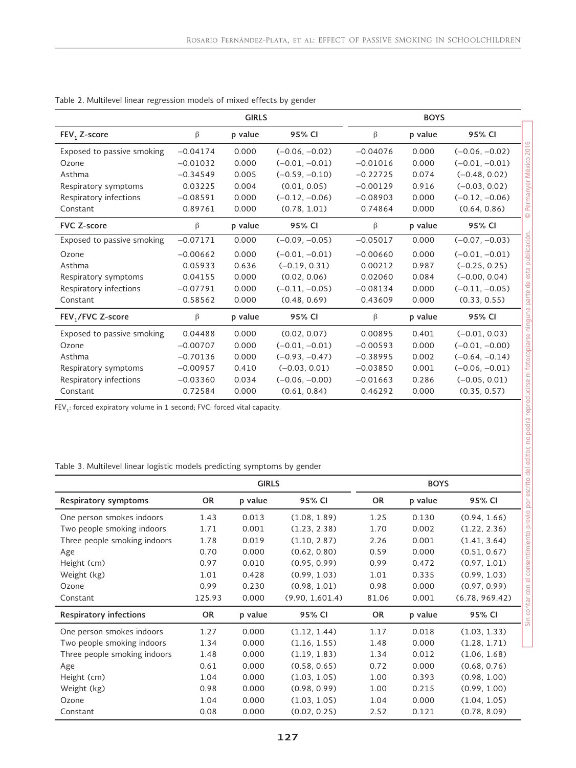Table 2. Multilevel linear regression models of mixed effects by gender

| | GIRLS | | | BOYS | | |
|---|---|---|---|---|---|---|
| $FEV_1$ Z-score | β | p value | 95% CI | β | p value | 95% CI |
| Exposed to passive smoking | −0.04174 | 0.000 | (−0.06, −0.02) | −0.04076 | 0.000 | (−0.06, −0.02) |
| Ozone | −0.01032 | 0.000 | (−0.01, −0.01) | −0.01016 | 0.000 | (−0.01, −0.01) |
| Asthma | −0.34549 | 0.005 | (−0.59, −0.10) | −0.22725 | 0.074 | (−0.48, 0.02) |
| Respiratory symptoms | 0.03225 | 0.004 | (0.01, 0.05) | −0.00129 | 0.916 | (−0.03, 0.02) |
| Respiratory infections | −0.08591 | 0.000 | (−0.12, −0.06) | −0.08903 | 0.000 | (−0.12, −0.06) |
| Constant | 0.89761 | 0.000 | (0.78, 1.01) | 0.74864 | 0.000 | (0.64, 0.86) |
| FVC Z-score | β | p value | 95% CI | β | p value | 95% CI |
| Exposed to passive smoking | −0.07171 | 0.000 | (−0.09, −0.05) | −0.05017 | 0.000 | (−0.07, −0.03) |
| Ozone | −0.00662 | 0.000 | (−0.01, −0.01) | −0.00660 | 0.000 | (−0.01, −0.01) |
| Asthma | 0.05933 | 0.636 | (−0.19, 0.31) | 0.00212 | 0.987 | (−0.25, 0.25) |
| Respiratory symptoms | 0.04155 | 0.000 | (0.02, 0.06) | 0.02060 | 0.084 | (−0.00, 0.04) |
| Respiratory infections | −0.07791 | 0.000 | (−0.11, −0.05) | −0.08134 | 0.000 | (−0.11, −0.05) |
| Constant | 0.58562 | 0.000 | (0.48, 0.69) | 0.43609 | 0.000 | (0.33, 0.55) |
| $FEV_1$/FVC Z-score | β | p value | 95% CI | β | p value | 95% CI |
| Exposed to passive smoking | 0.04488 | 0.000 | (0.02, 0.07) | 0.00895 | 0.401 | (−0.01, 0.03) |
| Ozone | −0.00707 | 0.000 | (−0.01, −0.01) | −0.00593 | 0.000 | (−0.01, −0.00) |
| Asthma | −0.70136 | 0.000 | (−0.93, −0.47) | −0.38995 | 0.002 | (−0.64, −0.14) |
| Respiratory symptoms | −0.00957 | 0.410 | (−0.03, 0.01) | −0.03850 | 0.001 | (−0.06, −0.01) |
| Respiratory infections | −0.03360 | 0.034 | (−0.06, −0.00) | −0.01663 | 0.286 | (−0.05, 0.01) |
| Constant | 0.72584 | 0.000 | (0.61, 0.84) | 0.46292 | 0.000 | (0.35, 0.57) |

$FEV_1$: forced expiratory volume in 1 second; FVC: forced vital capacity.

Table 3. Multilevel linear logistic models predicting symptoms by gender

| | GIRLS | | | BOYS | | |
|---|---|---|---|---|---|---|
| **Respiratory symptoms** | **OR** | **p value** | **95% CI** | **OR** | **p value** | **95% CI** |
| One person smokes indoors | 1.43 | 0.013 | (1.08, 1.89) | 1.25 | 0.130 | (0.94, 1.66) |
| Two people smoking indoors | 1.71 | 0.001 | (1.23, 2.38) | 1.70 | 0.002 | (1.22, 2.36) |
| Three people smoking indoors | 1.78 | 0.019 | (1.10, 2.87) | 2.26 | 0.001 | (1.41, 3.64) |
| Age | 0.70 | 0.000 | (0.62, 0.80) | 0.59 | 0.000 | (0.51, 0.67) |
| Height (cm) | 0.97 | 0.010 | (0.95, 0.99) | 0.99 | 0.472 | (0.97, 1.01) |
| Weight (kg) | 1.01 | 0.428 | (0.99, 1.03) | 1.01 | 0.335 | (0.99, 1.03) |
| Ozone | 0.99 | 0.230 | (0.98, 1.01) | 0.98 | 0.000 | (0.97, 0.99) |
| Constant | 125.93 | 0.000 | (9.90, 1,601.4) | 81.06 | 0.001 | (6.78, 969.42) |
| **Respiratory infections** | **OR** | **p value** | **95% CI** | **OR** | **p value** | **95% CI** |
| One person smokes indoors | 1.27 | 0.000 | (1.12, 1.44) | 1.17 | 0.018 | (1.03, 1.33) |
| Two people smoking indoors | 1.34 | 0.000 | (1.16, 1.55) | 1.48 | 0.000 | (1.28, 1.71) |
| Three people smoking indoors | 1.48 | 0.000 | (1.19, 1.83) | 1.34 | 0.012 | (1.06, 1.68) |
| Age | 0.61 | 0.000 | (0.58, 0.65) | 0.72 | 0.000 | (0.68, 0.76) |
| Height (cm) | 1.04 | 0.000 | (1.03, 1.05) | 1.00 | 0.393 | (0.98, 1.00) |
| Weight (kg) | 0.98 | 0.000 | (0.98, 0.99) | 1.00 | 0.215 | (0.99, 1.00) |
| Ozone | 1.04 | 0.000 | (1.03, 1.05) | 1.04 | 0.000 | (1.04, 1.05) |
| Constant | 0.08 | 0.000 | (0.02, 0.25) | 2.52 | 0.121 | (0.78, 8.09) |